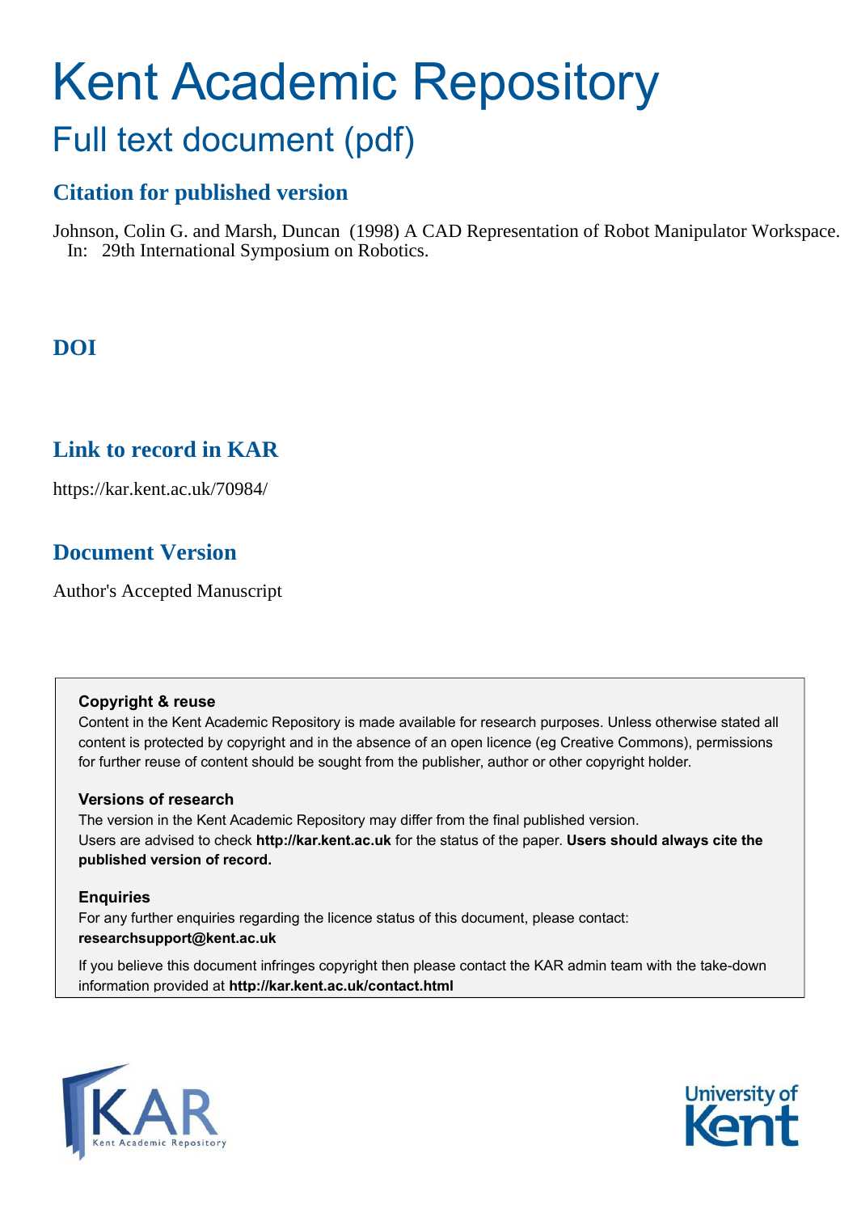# Kent Academic Repository

## Full text document (pdf)

### Citation for published version

Johnson, Colin G. and Marsh, Duncan (1998) A CAD Representation of Robot Manipulator Workspace. In: 29th International Symposium on Robotics.

### DOI

### Link to record in KAR

https://kar.kent.ac.uk/70984/

### Document Version

Author's Accepted Manuscript

**Copyright & reuse**

Content in the Kent Academic Repository is made available for research purposes. Unless otherwise stated all content is protected by copyright and in the absence of an open licence (eg Creative Commons), permissions for further reuse of content should be sought from the publisher, author or other copyright holder.

**Versions of research**

The version in the Kent Academic Repository may differ from the final published version. Users are advised to check **http://kar.kent.ac.uk** for the status of the paper. **Users should always cite the published version of record.**

**Enquiries**

For any further enquiries regarding the licence status of this document, please contact: **researchsupport@kent.ac.uk**

If you believe this document infringes copyright then please contact the KAR admin team with the take-down information provided at **http://kar.kent.ac.uk/contact.html**

KAR Kent Academic Repository

University of Kent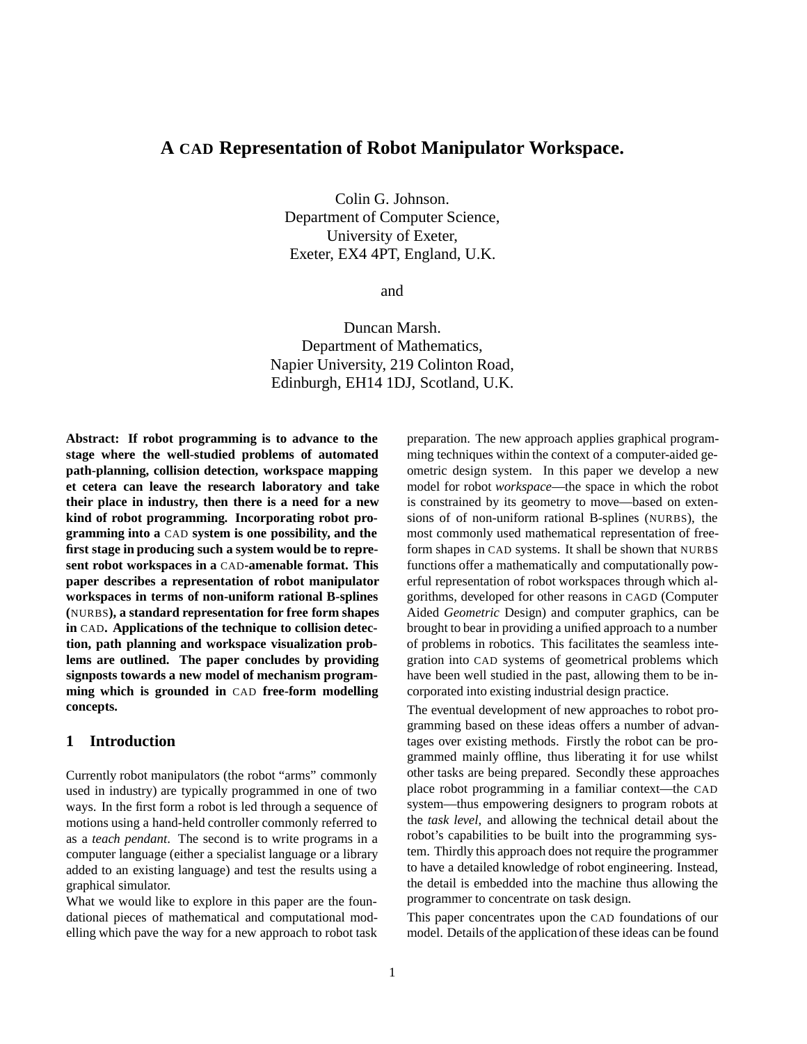# A CAD Representation of Robot Manipulator Workspace.

Colin G. Johnson.
Department of Computer Science,
University of Exeter,
Exeter, EX4 4PT, England, U.K.

and

Duncan Marsh.
Department of Mathematics,
Napier University, 219 Colinton Road,
Edinburgh, EH14 1DJ, Scotland, U.K.

**Abstract: If robot programming is to advance to the stage where the well-studied problems of automated path-planning, collision detection, workspace mapping et cetera can leave the research laboratory and take their place in industry, then there is a need for a new kind of robot programming. Incorporating robot programming into a CAD system is one possibility, and the first stage in producing such a system would be to represent robot workspaces in a CAD-amenable format. This paper describes a representation of robot manipulator workspaces in terms of non-uniform rational B-splines (NURBS), a standard representation for free form shapes in CAD. Applications of the technique to collision detection, path planning and workspace visualization problems are outlined. The paper concludes by providing signposts towards a new model of mechanism programming which is grounded in CAD free-form modelling concepts.**

## 1 Introduction

Currently robot manipulators (the robot "arms" commonly used in industry) are typically programmed in one of two ways. In the first form a robot is led through a sequence of motions using a hand-held controller commonly referred to as a *teach pendant*. The second is to write programs in a computer language (either a specialist language or a library added to an existing language) and test the results using a graphical simulator.

What we would like to explore in this paper are the foundational pieces of mathematical and computational modelling which pave the way for a new approach to robot task preparation. The new approach applies graphical programming techniques within the context of a computer-aided geometric design system. In this paper we develop a new model for robot *workspace*—the space in which the robot is constrained by its geometry to move—based on extensions of of non-uniform rational B-splines (NURBS), the most commonly used mathematical representation of free-form shapes in CAD systems. It shall be shown that NURBS functions offer a mathematically and computationally powerful representation of robot workspaces through which algorithms, developed for other reasons in CAGD (Computer Aided *Geometric* Design) and computer graphics, can be brought to bear in providing a unified approach to a number of problems in robotics. This facilitates the seamless integration into CAD systems of geometrical problems which have been well studied in the past, allowing them to be incorporated into existing industrial design practice.

The eventual development of new approaches to robot programming based on these ideas offers a number of advantages over existing methods. Firstly the robot can be programmed mainly offline, thus liberating it for use whilst other tasks are being prepared. Secondly these approaches place robot programming in a familiar context—the CAD system—thus empowering designers to program robots at the *task level*, and allowing the technical detail about the robot's capabilities to be built into the programming system. Thirdly this approach does not require the programmer to have a detailed knowledge of robot engineering. Instead, the detail is embedded into the machine thus allowing the programmer to concentrate on task design.

This paper concentrates upon the CAD foundations of our model. Details of the application of these ideas can be found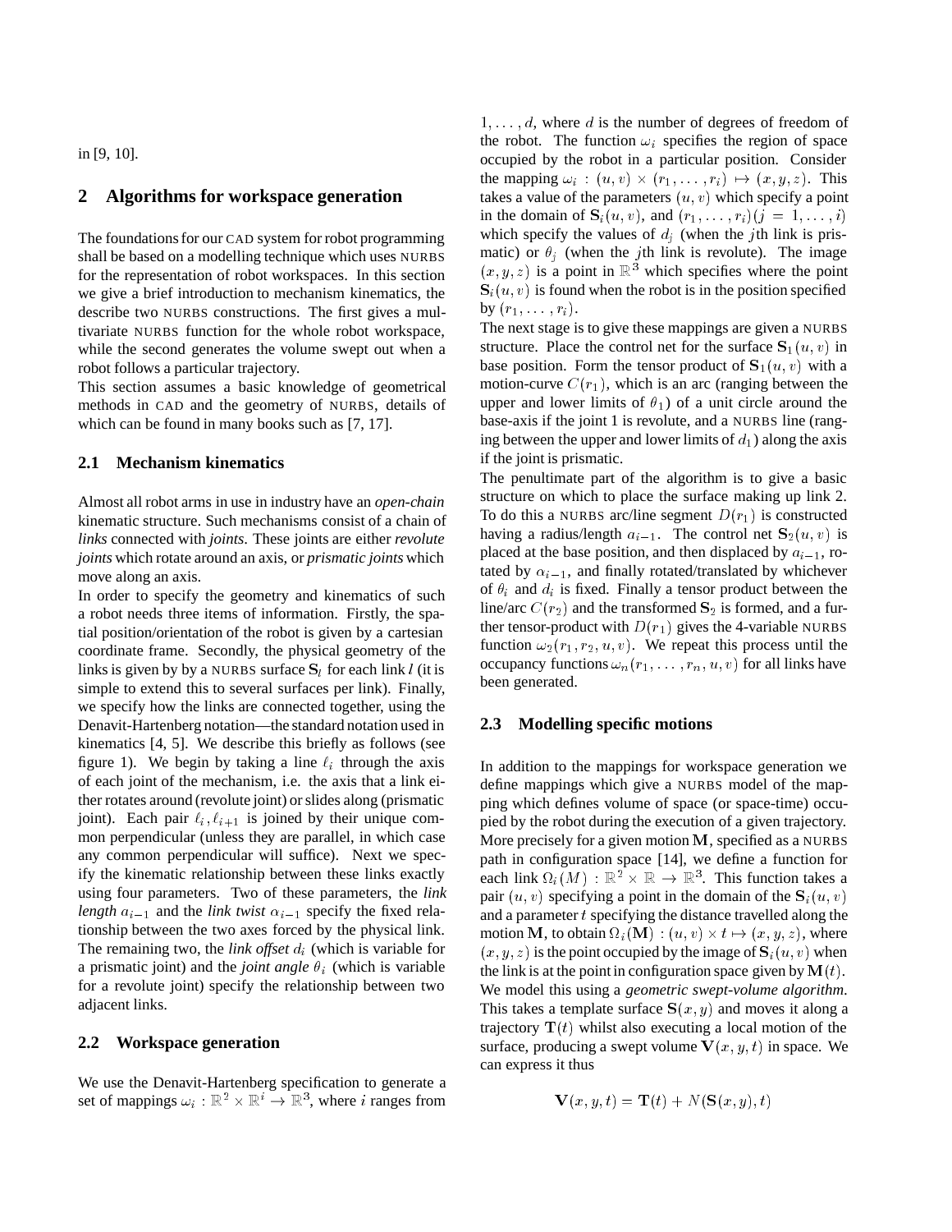in [9, 10].

## 2 Algorithms for workspace generation

The foundations for our CAD system for robot programming shall be based on a modelling technique which uses NURBS for the representation of robot workspaces. In this section we give a brief introduction to mechanism kinematics, the describe two NURBS constructions. The first gives a multivariate NURBS function for the whole robot workspace, while the second generates the volume swept out when a robot follows a particular trajectory.

This section assumes a basic knowledge of geometrical methods in CAD and the geometry of NURBS, details of which can be found in many books such as [7, 17].

### 2.1 Mechanism kinematics

Almost all robot arms in use in industry have an *open-chain* kinematic structure. Such mechanisms consist of a chain of *links* connected with *joints*. These joints are either *revolute joints* which rotate around an axis, or *prismatic joints* which move along an axis.

In order to specify the geometry and kinematics of such a robot needs three items of information. Firstly, the spatial position/orientation of the robot is given by a cartesian coordinate frame. Secondly, the physical geometry of the links is given by by a NURBS surface $\mathbf{S}_l$ for each link $l$ (it is simple to extend this to several surfaces per link). Finally, we specify how the links are connected together, using the Denavit-Hartenberg notation—the standard notation used in kinematics [4, 5]. We describe this briefly as follows (see figure 1). We begin by taking a line $\ell_i$ through the axis of each joint of the mechanism, i.e. the axis that a link either rotates around (revolute joint) or slides along (prismatic joint). Each pair $\ell_i, \ell_{i+1}$ is joined by their unique common perpendicular (unless they are parallel, in which case any common perpendicular will suffice). Next we specify the kinematic relationship between these links exactly using four parameters. Two of these parameters, the *link length* $a_{i-1}$ and the *link twist* $\alpha_{i-1}$ specify the fixed relationship between the two axes forced by the physical link. The remaining two, the *link offset* $d_i$ (which is variable for a prismatic joint) and the *joint angle* $\theta_i$ (which is variable for a revolute joint) specify the relationship between two adjacent links.

### 2.2 Workspace generation

We use the Denavit-Hartenberg specification to generate a set of mappings $\omega_i : \mathbb{R}^2 \times \mathbb{R}^i \rightarrow \mathbb{R}^3$, where $i$ ranges from $1, \ldots, d$, where $d$ is the number of degrees of freedom of the robot. The function $\omega_i$ specifies the region of space occupied by the robot in a particular position. Consider the mapping $\omega_i : (u, v) \times (r_1, \ldots, r_i) \mapsto (x, y, z)$. This takes a value of the parameters $(u, v)$ which specify a point in the domain of $\mathbf{S}_i(u, v)$, and $(r_1, \ldots, r_i)(j = 1, \ldots, i)$ which specify the values of $d_j$ (when the $j$th link is prismatic) or $\theta_j$ (when the $j$th link is revolute). The image $(x, y, z)$ is a point in $\mathbb{R}^3$ which specifies where the point $\mathbf{S}_i(u, v)$ is found when the robot is in the position specified by $(r_1, \ldots, r_i)$.

The next stage is to give these mappings are given a NURBS structure. Place the control net for the surface $\mathbf{S}_1(u, v)$ in base position. Form the tensor product of $\mathbf{S}_1(u, v)$ with a motion-curve $C(r_1)$, which is an arc (ranging between the upper and lower limits of $\theta_1$) of a unit circle around the base-axis if the joint 1 is revolute, and a NURBS line (ranging between the upper and lower limits of $d_1$) along the axis if the joint is prismatic.

The penultimate part of the algorithm is to give a basic structure on which to place the surface making up link 2. To do this a NURBS arc/line segment $D(r_1)$ is constructed having a radius/length $a_{i-1}$. The control net $\mathbf{S}_2(u, v)$ is placed at the base position, and then displaced by $a_{i-1}$, rotated by $\alpha_{i-1}$, and finally rotated/translated by whichever of $\theta_i$ and $d_i$ is fixed. Finally a tensor product between the line/arc $C(r_2)$ and the transformed $\mathbf{S}_2$ is formed, and a further tensor-product with $D(r_1)$ gives the 4-variable NURBS function $\omega_2(r_1, r_2, u, v)$. We repeat this process until the occupancy functions $\omega_n(r_1, \ldots, r_n, u, v)$ for all links have been generated.

### 2.3 Modelling specific motions

In addition to the mappings for workspace generation we define mappings which give a NURBS model of the mapping which defines volume of space (or space-time) occupied by the robot during the execution of a given trajectory. More precisely for a given motion $\mathbf{M}$, specified as a NURBS path in configuration space [14], we define a function for each link $\Omega_i(M) : \mathbb{R}^2 \times \mathbb{R} \rightarrow \mathbb{R}^3$. This function takes a pair $(u, v)$ specifying a point in the domain of the $\mathbf{S}_i(u, v)$ and a parameter $t$ specifying the distance travelled along the motion $\mathbf{M}$, to obtain $\Omega_i(\mathbf{M}) : (u, v) \times t \mapsto (x, y, z)$, where $(x, y, z)$ is the point occupied by the image of $\mathbf{S}_i(u, v)$ when the link is at the point in configuration space given by $\mathbf{M}(t)$.

We model this using a *geometric swept-volume algorithm*. This takes a template surface $\mathbf{S}(x, y)$ and moves it along a trajectory $\mathbf{T}(t)$ whilst also executing a local motion of the surface, producing a swept volume $\mathbf{V}(x, y, t)$ in space. We can express it thus

$$\mathbf{V}(x, y, t) = \mathbf{T}(t) + N(\mathbf{S}(x, y), t)$$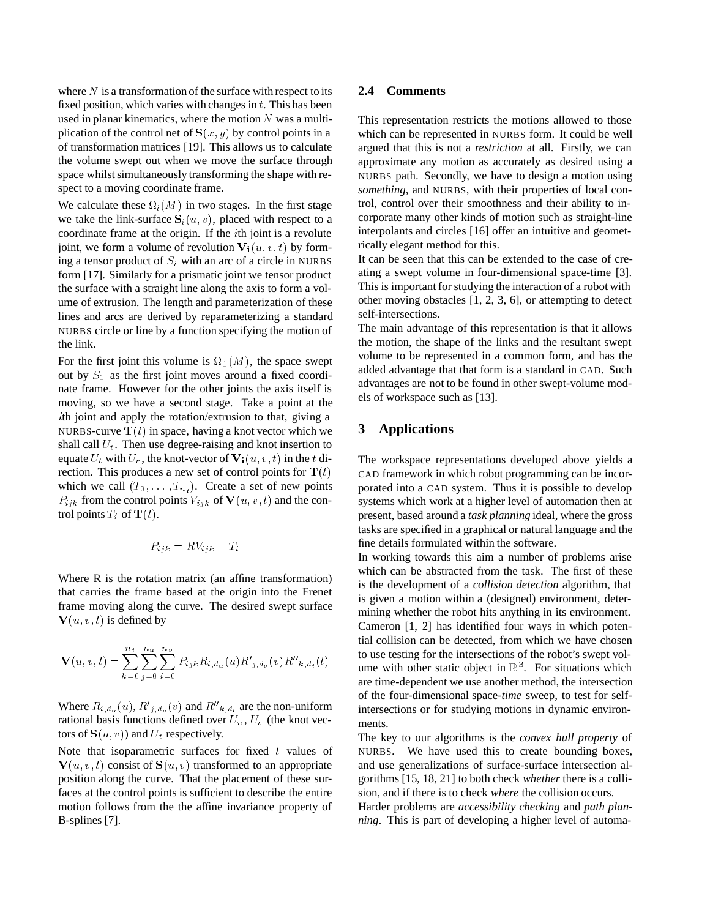where $N$ is a transformation of the surface with respect to its fixed position, which varies with changes in $t$. This has been used in planar kinematics, where the motion $N$ was a multiplication of the control net of $\mathbf{S}(x, y)$ by control points in a of transformation matrices [19]. This allows us to calculate the volume swept out when we move the surface through space whilst simultaneously transforming the shape with respect to a moving coordinate frame.

We calculate these $\Omega_i(M)$ in two stages. In the first stage we take the link-surface $\mathbf{S}_i(u, v)$, placed with respect to a coordinate frame at the origin. If the $i$th joint is a revolute joint, we form a volume of revolution $\mathbf{V_i}(u, v, t)$ by forming a tensor product of $S_i$ with an arc of a circle in NURBS form [17]. Similarly for a prismatic joint we tensor product the surface with a straight line along the axis to form a volume of extrusion. The length and parameterization of these lines and arcs are derived by reparameterizing a standard NURBS circle or line by a function specifying the motion of the link.

For the first joint this volume is $\Omega_1(M)$, the space swept out by $S_1$ as the first joint moves around a fixed coordinate frame. However for the other joints the axis itself is moving, so we have a second stage. Take a point at the $i$th joint and apply the rotation/extrusion to that, giving a NURBS-curve $\mathbf{T}(t)$ in space, having a knot vector which we shall call $U_t$. Then use degree-raising and knot insertion to equate $U_t$ with $U_r$, the knot-vector of $\mathbf{V_i}(u, v, t)$ in the $t$ direction. This produces a new set of control points for $\mathbf{T}(t)$ which we call $(T_0, \ldots, T_{n_t})$. Create a set of new points $P_{ijk}$ from the control points $V_{ijk}$ of $\mathbf{V}(u, v, t)$ and the control points $T_i$ of $\mathbf{T}(t)$.

$$P_{ijk} = RV_{ijk} + T_i$$

Where R is the rotation matrix (an affine transformation) that carries the frame based at the origin into the Frenet frame moving along the curve. The desired swept surface $\mathbf{V}(u, v, t)$ is defined by

$$\mathbf{V}(u, v, t) = \sum_{k=0}^{n_t} \sum_{j=0}^{n_u} \sum_{i=0}^{n_v} P_{ijk} R_{i,d_u}(u) R'_{j,d_v}(v) R''_{k,d_t}(t)$$

Where $R_{i,d_u}(u)$, $R'_{j,d_v}(v)$ and $R''_{k,d_t}$ are the non-uniform rational basis functions defined over $U_u$, $U_v$ (the knot vectors of $\mathbf{S}(u, v)$) and $U_t$ respectively.

Note that isoparametric surfaces for fixed $t$ values of $\mathbf{V}(u, v, t)$ consist of $\mathbf{S}(u, v)$ transformed to an appropriate position along the curve. That the placement of these surfaces at the control points is sufficient to describe the entire motion follows from the the affine invariance property of B-splines [7].

## 2.4 Comments

This representation restricts the motions allowed to those which can be represented in NURBS form. It could be well argued that this is not a *restriction* at all. Firstly, we can approximate any motion as accurately as desired using a NURBS path. Secondly, we have to design a motion using *something*, and NURBS, with their properties of local control, control over their smoothness and their ability to incorporate many other kinds of motion such as straight-line interpolants and circles [16] offer an intuitive and geometrically elegant method for this.

It can be seen that this can be extended to the case of creating a swept volume in four-dimensional space-time [3]. This is important for studying the interaction of a robot with other moving obstacles [1, 2, 3, 6], or attempting to detect self-intersections.

The main advantage of this representation is that it allows the motion, the shape of the links and the resultant swept volume to be represented in a common form, and has the added advantage that that form is a standard in CAD. Such advantages are not to be found in other swept-volume models of workspace such as [13].

# 3 Applications

The workspace representations developed above yields a CAD framework in which robot programming can be incorporated into a CAD system. Thus it is possible to develop systems which work at a higher level of automation then at present, based around a *task planning* ideal, where the gross tasks are specified in a graphical or natural language and the fine details formulated within the software.

In working towards this aim a number of problems arise which can be abstracted from the task. The first of these is the development of a *collision detection* algorithm, that is given a motion within a (designed) environment, determining whether the robot hits anything in its environment. Cameron [1, 2] has identified four ways in which potential collision can be detected, from which we have chosen to use testing for the intersections of the robot's swept volume with other static object in $\mathbb{R}^3$. For situations which are time-dependent we use another method, the intersection of the four-dimensional space-*time* sweep, to test for self-intersections or for studying motions in dynamic environments.

The key to our algorithms is the *convex hull property* of NURBS. We have used this to create bounding boxes, and use generalizations of surface-surface intersection algorithms [15, 18, 21] to both check *whether* there is a collision, and if there is to check *where* the collision occurs.

Harder problems are *accessibility checking* and *path planning*. This is part of developing a higher level of automa-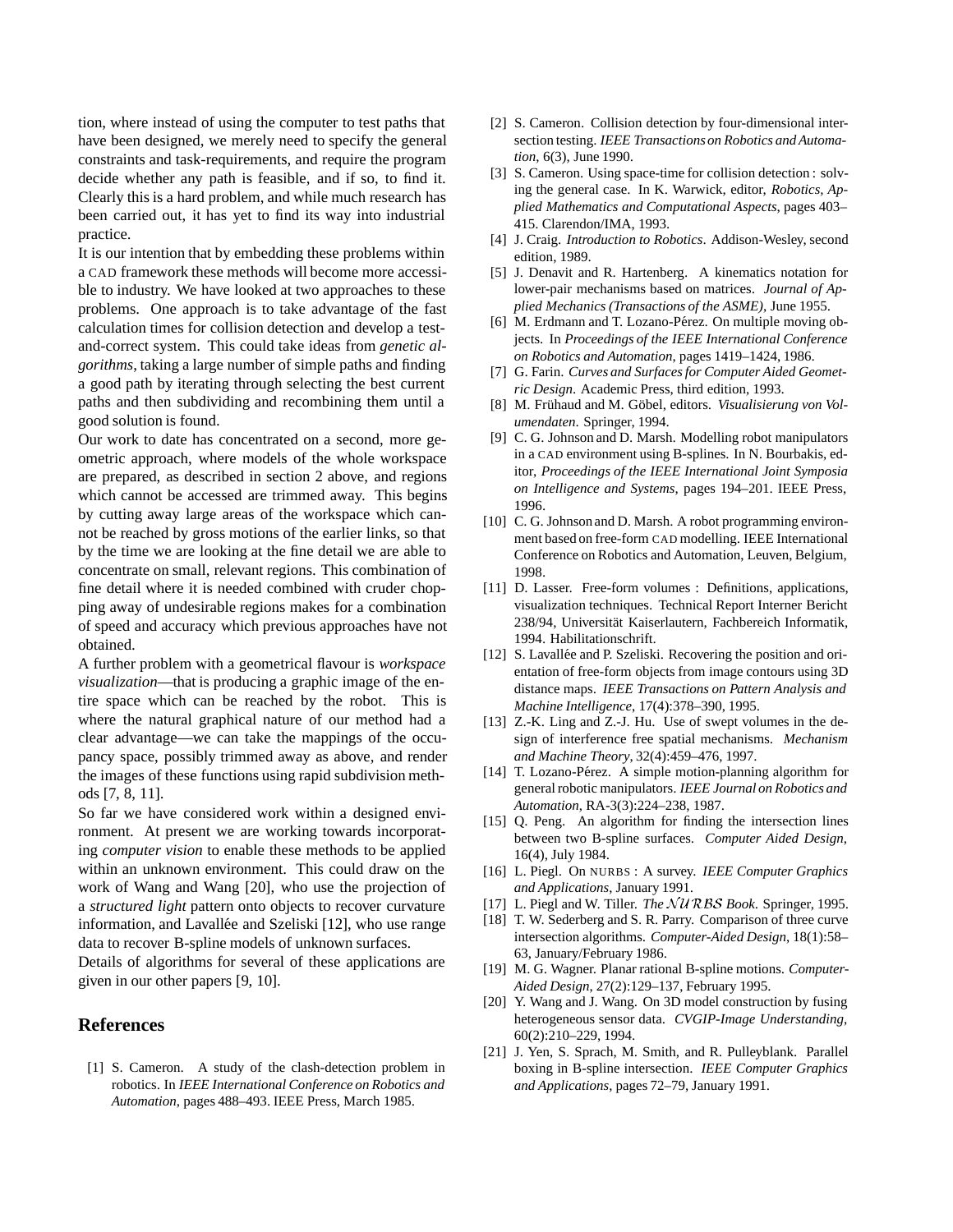tion, where instead of using the computer to test paths that have been designed, we merely need to specify the general constraints and task-requirements, and require the program decide whether any path is feasible, and if so, to find it. Clearly this is a hard problem, and while much research has been carried out, it has yet to find its way into industrial practice.

It is our intention that by embedding these problems within a CAD framework these methods will become more accessible to industry. We have looked at two approaches to these problems. One approach is to take advantage of the fast calculation times for collision detection and develop a test-and-correct system. This could take ideas from *genetic algorithms*, taking a large number of simple paths and finding a good path by iterating through selecting the best current paths and then subdividing and recombining them until a good solution is found.

Our work to date has concentrated on a second, more geometric approach, where models of the whole workspace are prepared, as described in section 2 above, and regions which cannot be accessed are trimmed away. This begins by cutting away large areas of the workspace which cannot be reached by gross motions of the earlier links, so that by the time we are looking at the fine detail we are able to concentrate on small, relevant regions. This combination of fine detail where it is needed combined with cruder chopping away of undesirable regions makes for a combination of speed and accuracy which previous approaches have not obtained.

A further problem with a geometrical flavour is *workspace visualization*—that is producing a graphic image of the entire space which can be reached by the robot. This is where the natural graphical nature of our method had a clear advantage—we can take the mappings of the occupancy space, possibly trimmed away as above, and render the images of these functions using rapid subdivision methods [7, 8, 11].

So far we have considered work within a designed environment. At present we are working towards incorporating *computer vision* to enable these methods to be applied within an unknown environment. This could draw on the work of Wang and Wang [20], who use the projection of a *structured light* pattern onto objects to recover curvature information, and Lavallée and Szeliski [12], who use range data to recover B-spline models of unknown surfaces.

Details of algorithms for several of these applications are given in our other papers [9, 10].

## References

[1] S. Cameron. A study of the clash-detection problem in robotics. In *IEEE International Conference on Robotics and Automation*, pages 488–493. IEEE Press, March 1985.

[2] S. Cameron. Collision detection by four-dimensional intersection testing. *IEEE Transactions on Robotics and Automation*, 6(3), June 1990.

[3] S. Cameron. Using space-time for collision detection : solving the general case. In K. Warwick, editor, *Robotics, Applied Mathematics and Computational Aspects*, pages 403–415. Clarendon/IMA, 1993.

[4] J. Craig. *Introduction to Robotics*. Addison-Wesley, second edition, 1989.

[5] J. Denavit and R. Hartenberg. A kinematics notation for lower-pair mechanisms based on matrices. *Journal of Applied Mechanics (Transactions of the ASME)*, June 1955.

[6] M. Erdmann and T. Lozano-Pérez. On multiple moving objects. In *Proceedings of the IEEE International Conference on Robotics and Automation*, pages 1419–1424, 1986.

[7] G. Farin. *Curves and Surfaces for Computer Aided Geometric Design*. Academic Press, third edition, 1993.

[8] M. Frühaud and M. Göbel, editors. *Visualisierung von Volumendaten*. Springer, 1994.

[9] C. G. Johnson and D. Marsh. Modelling robot manipulators in a CAD environment using B-splines. In N. Bourbakis, editor, *Proceedings of the IEEE International Joint Symposia on Intelligence and Systems*, pages 194–201. IEEE Press, 1996.

[10] C. G. Johnson and D. Marsh. A robot programming environment based on free-form CAD modelling. IEEE International Conference on Robotics and Automation, Leuven, Belgium, 1998.

[11] D. Lasser. Free-form volumes : Definitions, applications, visualization techniques. Technical Report Interner Bericht 238/94, Universität Kaiserlautern, Fachbereich Informatik, 1994. Habilitationschrift.

[12] S. Lavallée and P. Szeliski. Recovering the position and orientation of free-form objects from image contours using 3D distance maps. *IEEE Transactions on Pattern Analysis and Machine Intelligence*, 17(4):378–390, 1995.

[13] Z.-K. Ling and Z.-J. Hu. Use of swept volumes in the design of interference free spatial mechanisms. *Mechanism and Machine Theory*, 32(4):459–476, 1997.

[14] T. Lozano-Pérez. A simple motion-planning algorithm for general robotic manipulators. *IEEE Journal on Robotics and Automation*, RA-3(3):224–238, 1987.

[15] Q. Peng. An algorithm for finding the intersection lines between two B-spline surfaces. *Computer Aided Design*, 16(4), July 1984.

[16] L. Piegl. On NURBS : A survey. *IEEE Computer Graphics and Applications*, January 1991.

[17] L. Piegl and W. Tiller. *The $\mathcal{NURBS}$ Book*. Springer, 1995.

[18] T. W. Sederberg and S. R. Parry. Comparison of three curve intersection algorithms. *Computer-Aided Design*, 18(1):58–63, January/February 1986.

[19] M. G. Wagner. Planar rational B-spline motions. *Computer-Aided Design*, 27(2):129–137, February 1995.

[20] Y. Wang and J. Wang. On 3D model construction by fusing heterogeneous sensor data. *CVGIP-Image Understanding*, 60(2):210–229, 1994.

[21] J. Yen, S. Sprach, M. Smith, and R. Pulleyblank. Parallel boxing in B-spline intersection. *IEEE Computer Graphics and Applications*, pages 72–79, January 1991.